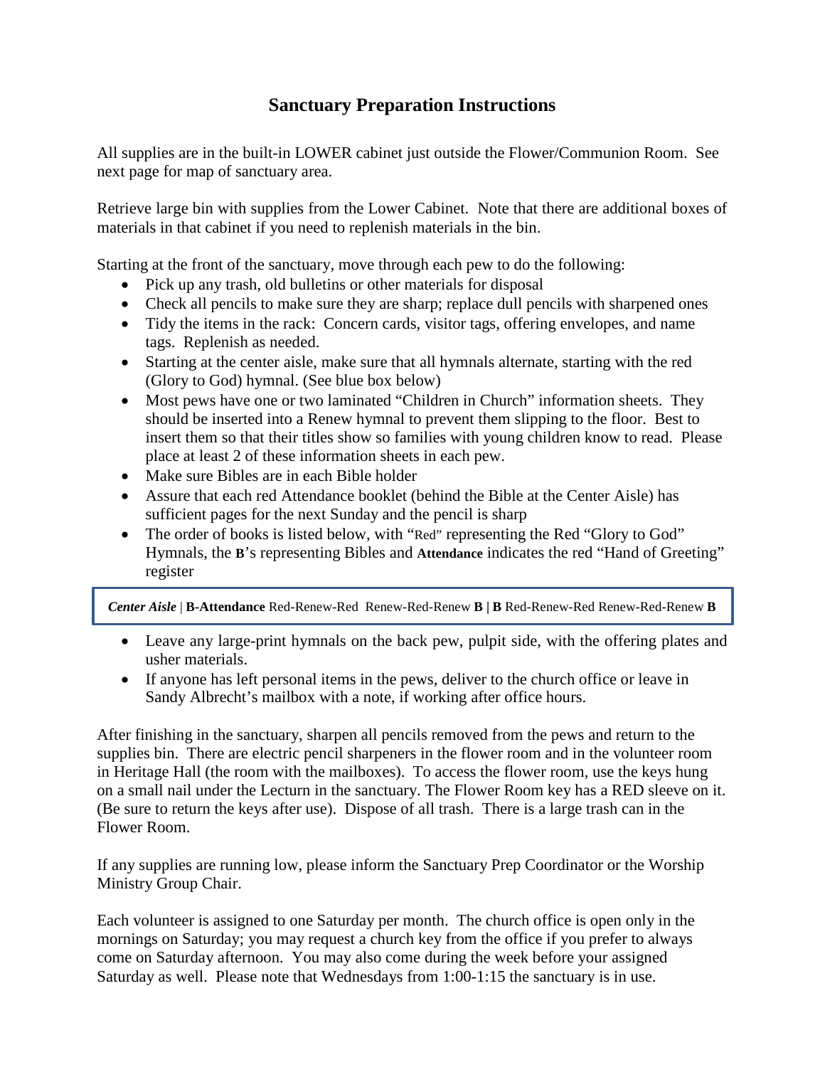# Sanctuary Preparation Instructions

All supplies are in the built-in LOWER cabinet just outside the Flower/Communion Room. See next page for map of sanctuary area.

Retrieve large bin with supplies from the Lower Cabinet. Note that there are additional boxes of materials in that cabinet if you need to replenish materials in the bin.

Starting at the front of the sanctuary, move through each pew to do the following:

- Pick up any trash, old bulletins or other materials for disposal
- Check all pencils to make sure they are sharp; replace dull pencils with sharpened ones
- Tidy the items in the rack: Concern cards, visitor tags, offering envelopes, and name tags. Replenish as needed.
- Starting at the center aisle, make sure that all hymnals alternate, starting with the red (Glory to God) hymnal. (See blue box below)
- Most pews have one or two laminated "Children in Church" information sheets. They should be inserted into a Renew hymnal to prevent them slipping to the floor. Best to insert them so that their titles show so families with young children know to read. Please place at least 2 of these information sheets in each pew.
- Make sure Bibles are in each Bible holder
- Assure that each red Attendance booklet (behind the Bible at the Center Aisle) has sufficient pages for the next Sunday and the pencil is sharp
- The order of books is listed below, with "Red" representing the Red "Glory to God" Hymnals, the **B**'s representing Bibles and **Attendance** indicates the red "Hand of Greeting" register

***Center Aisle*** | **B-Attendance** Red-Renew-Red Renew-Red-Renew **B | B** Red-Renew-Red Renew-Red-Renew **B**

- Leave any large-print hymnals on the back pew, pulpit side, with the offering plates and usher materials.
- If anyone has left personal items in the pews, deliver to the church office or leave in Sandy Albrecht's mailbox with a note, if working after office hours.

After finishing in the sanctuary, sharpen all pencils removed from the pews and return to the supplies bin. There are electric pencil sharpeners in the flower room and in the volunteer room in Heritage Hall (the room with the mailboxes). To access the flower room, use the keys hung on a small nail under the Lecturn in the sanctuary. The Flower Room key has a RED sleeve on it. (Be sure to return the keys after use). Dispose of all trash. There is a large trash can in the Flower Room.

If any supplies are running low, please inform the Sanctuary Prep Coordinator or the Worship Ministry Group Chair.

Each volunteer is assigned to one Saturday per month. The church office is open only in the mornings on Saturday; you may request a church key from the office if you prefer to always come on Saturday afternoon. You may also come during the week before your assigned Saturday as well. Please note that Wednesdays from 1:00-1:15 the sanctuary is in use.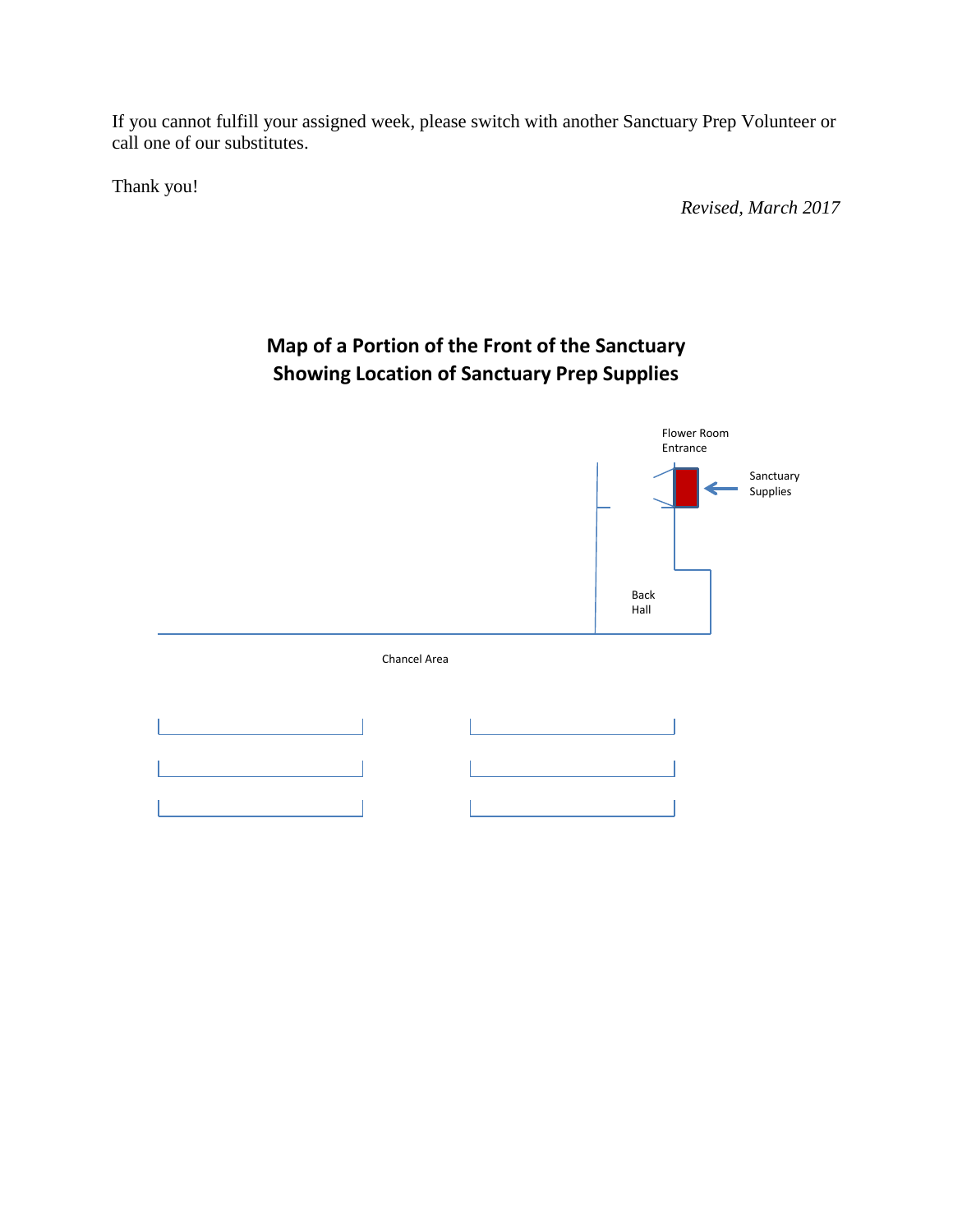If you cannot fulfill your assigned week, please switch with another Sanctuary Prep Volunteer or call one of our substitutes.

Thank you!

*Revised, March 2017*

## Map of a Portion of the Front of the Sanctuary Showing Location of Sanctuary Prep Supplies

Flower Room Entrance

Sanctuary Supplies

Back Hall

Chancel Area